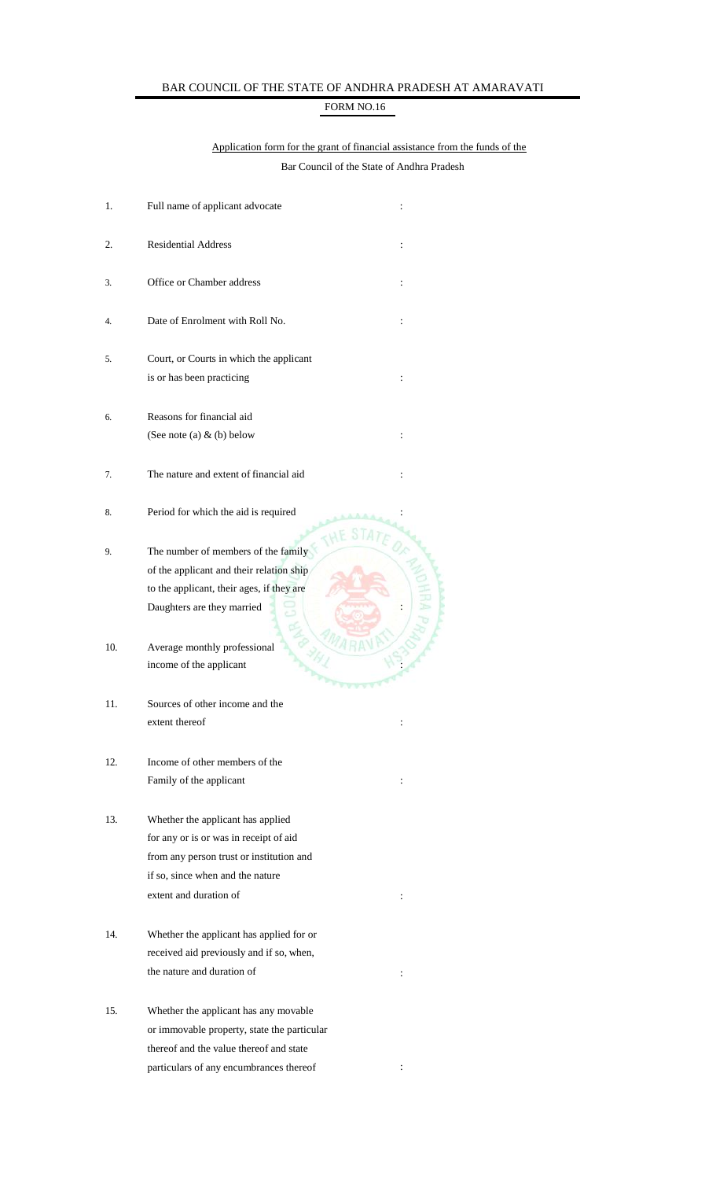# BAR COUNCIL OF THE STATE OF ANDHRA PRADESH AT AMARAVATI

## FORM NO.16

Application form for the grant of financial assistance from the funds of the Bar Council of the State of Andhra Pradesh

| | | |
|---|---|---|
| 1. | Full name of applicant advocate | : |
| 2. | Residential Address | : |
| 3. | Office or Chamber address | : |
| 4. | Date of Enrolment with Roll No. | : |
| 5. | Court, or Courts in which the applicant is or has been practicing | : |
| 6. | Reasons for financial aid (See note (a) & (b) below | : |
| 7. | The nature and extent of financial aid | : |
| 8. | Period for which the aid is required | : |
| 9. | The number of members of the family of the applicant and their relation ship to the applicant, their ages, if they are Daughters are they married | : |
| 10. | Average monthly professional income of the applicant | : |
| 11. | Sources of other income and the extent thereof | : |
| 12. | Income of other members of the Family of the applicant | : |
| 13. | Whether the applicant has applied for any or is or was in receipt of aid from any person trust or institution and if so, since when and the nature extent and duration of | : |
| 14. | Whether the applicant has applied for or received aid previously and if so, when, the nature and duration of | : |
| 15. | Whether the applicant has any movable or immovable property, state the particular thereof and the value thereof and state particulars of any encumbrances thereof | : |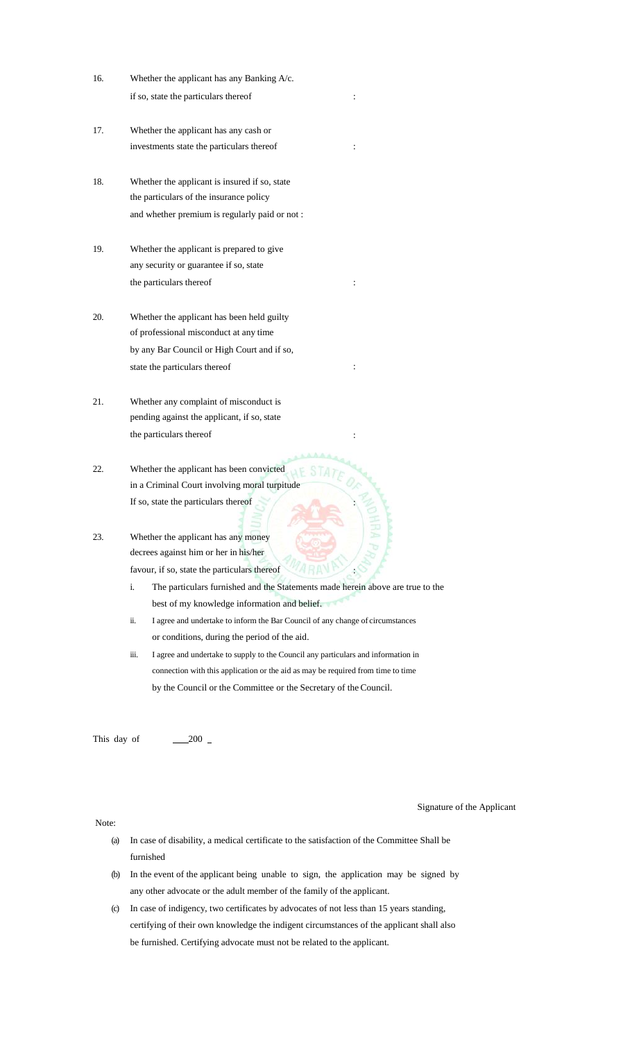16. Whether the applicant has any Banking A/c. if so, state the particulars thereof :

17. Whether the applicant has any cash or investments state the particulars thereof :

18. Whether the applicant is insured if so, state the particulars of the insurance policy and whether premium is regularly paid or not :

19. Whether the applicant is prepared to give any security or guarantee if so, state the particulars thereof :

20. Whether the applicant has been held guilty of professional misconduct at any time by any Bar Council or High Court and if so, state the particulars thereof :

21. Whether any complaint of misconduct is pending against the applicant, if so, state the particulars thereof :

22. Whether the applicant has been convicted in a Criminal Court involving moral turpitude If so, state the particulars thereof :

23. Whether the applicant has any money decrees against him or her in his/her favour, if so, state the particulars thereof :

    i. The particulars furnished and the Statements made herein above are true to the best of my knowledge information and belief.

    ii. I agree and undertake to inform the Bar Council of any change of circumstances or conditions, during the period of the aid.

    iii. I agree and undertake to supply to the Council any particulars and information in connection with this application or the aid as may be required from time to time by the Council or the Committee or the Secretary of the Council.

This day of \_\_\_200 \_

Signature of the Applicant

Note:

(a) In case of disability, a medical certificate to the satisfaction of the Committee Shall be furnished

(b) In the event of the applicant being unable to sign, the application may be signed by any other advocate or the adult member of the family of the applicant.

(c) In case of indigency, two certificates by advocates of not less than 15 years standing, certifying of their own knowledge the indigent circumstances of the applicant shall also be furnished. Certifying advocate must not be related to the applicant.